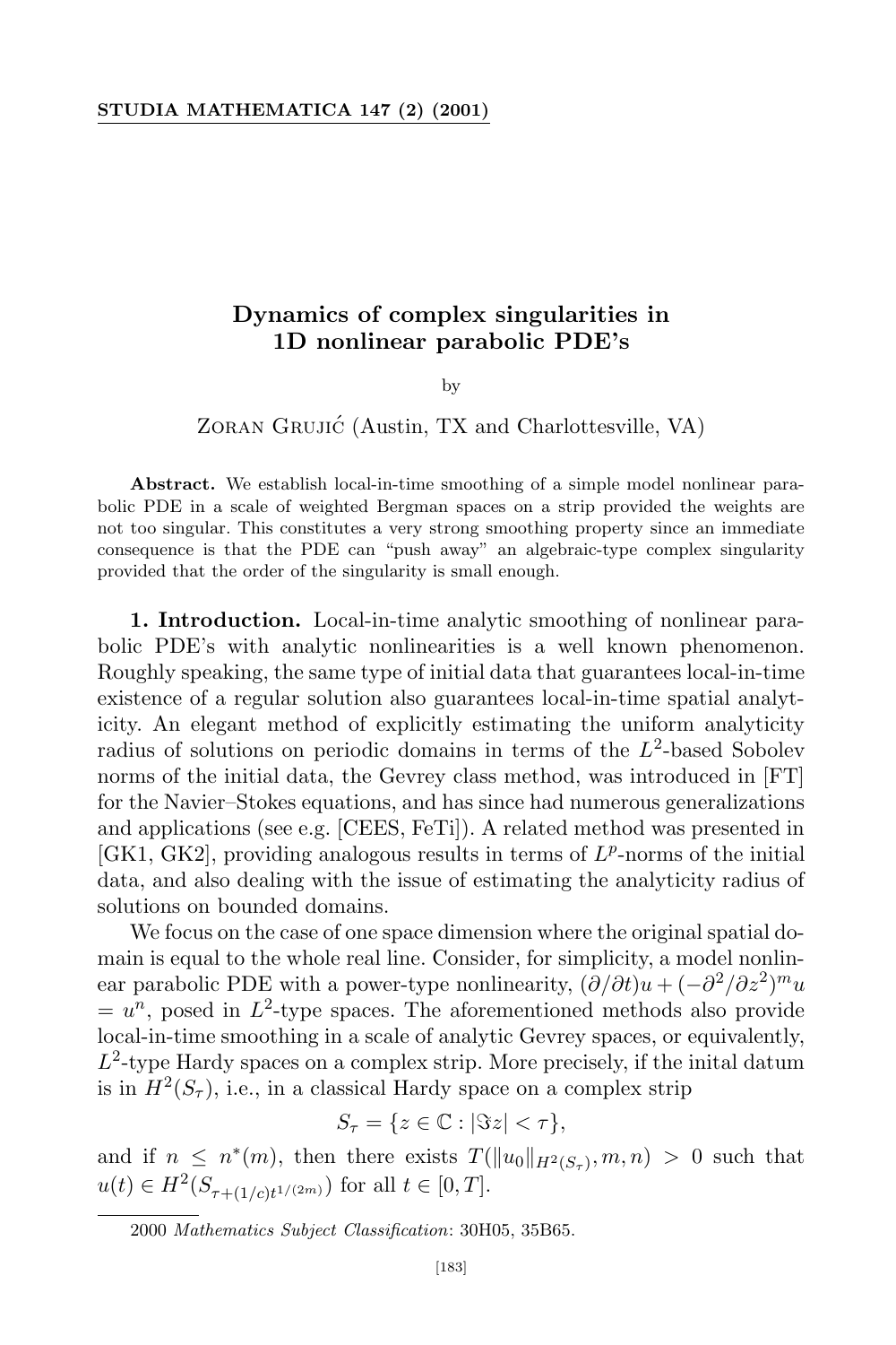# Dynamics of complex singularities in 1D nonlinear parabolic PDE's

by

Zoran Grujić (Austin, TX and Charlottesville, VA)

**Abstract.** We establish local-in-time smoothing of a simple model nonlinear parabolic PDE in a scale of weighted Bergman spaces on a strip provided the weights are not too singular. This constitutes a very strong smoothing property since an immediate consequence is that the PDE can "push away" an algebraic-type complex singularity provided that the order of the singularity is small enough.

**1. Introduction.** Local-in-time analytic smoothing of nonlinear parabolic PDE's with analytic nonlinearities is a well known phenomenon. Roughly speaking, the same type of initial data that guarantees local-in-time existence of a regular solution also guarantees local-in-time spatial analyticity. An elegant method of explicitly estimating the uniform analyticity radius of solutions on periodic domains in terms of the $L^2$-based Sobolev norms of the initial data, the Gevrey class method, was introduced in [FT] for the Navier–Stokes equations, and has since had numerous generalizations and applications (see e.g. [CEES, FeTi]). A related method was presented in [GK1, GK2], providing analogous results in terms of $L^p$-norms of the initial data, and also dealing with the issue of estimating the analyticity radius of solutions on bounded domains.

We focus on the case of one space dimension where the original spatial domain is equal to the whole real line. Consider, for simplicity, a model nonlinear parabolic PDE with a power-type nonlinearity, $(\partial/\partial t)u + (-\partial^2/\partial z^2)^m u = u^n$, posed in $L^2$-type spaces. The aforementioned methods also provide local-in-time smoothing in a scale of analytic Gevrey spaces, or equivalently, $L^2$-type Hardy spaces on a complex strip. More precisely, if the inital datum is in $H^2(S_\tau)$, i.e., in a classical Hardy space on a complex strip

$$S_\tau = \{z \in \mathbb{C} : |\Im z| < \tau\},$$

and if $n \le n^*(m)$, then there exists $T(\|u_0\|_{H^2(S_\tau)}, m, n) > 0$ such that $u(t) \in H^2(S_{\tau+(1/c)t^{1/(2m)}})$ for all $t \in [0, T]$.

---

2000 *Mathematics Subject Classification*: 30H05, 35B65.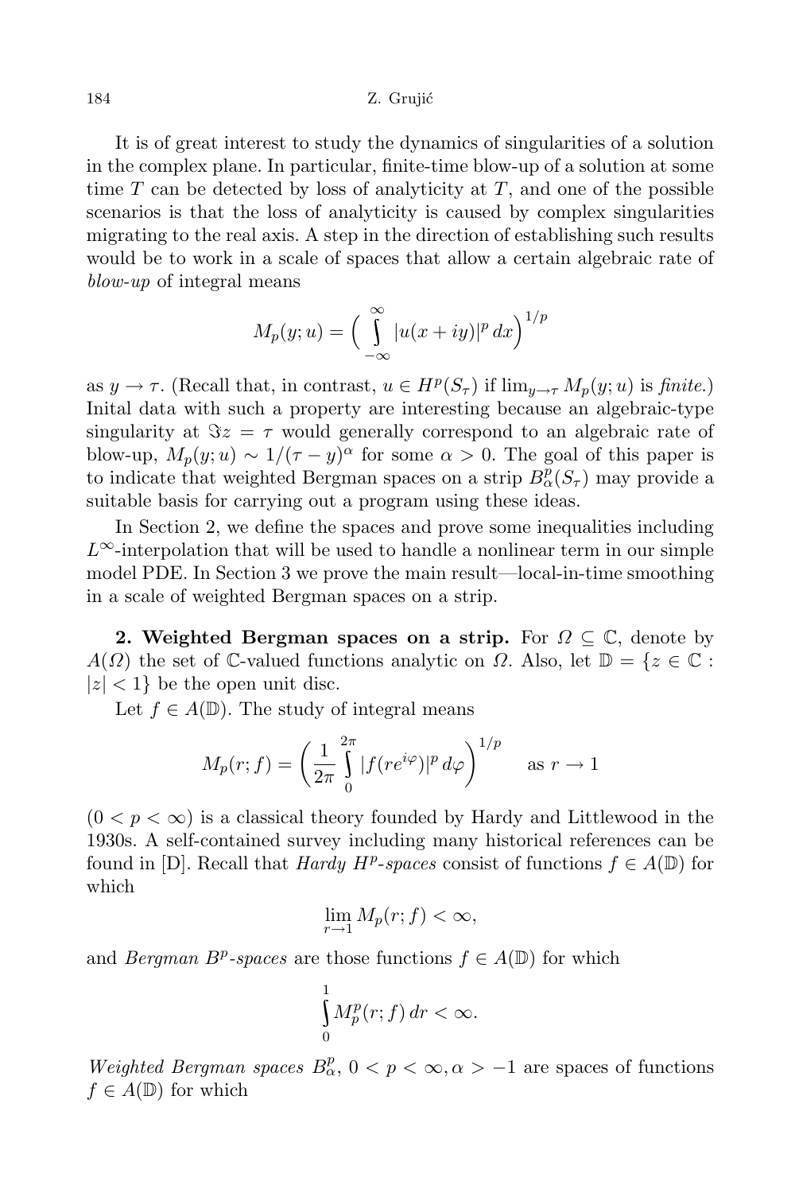It is of great interest to study the dynamics of singularities of a solution in the complex plane. In particular, finite-time blow-up of a solution at some time $T$ can be detected by loss of analyticity at $T$, and one of the possible scenarios is that the loss of analyticity is caused by complex singularities migrating to the real axis. A step in the direction of establishing such results would be to work in a scale of spaces that allow a certain algebraic rate of *blow-up* of integral means

$$M_p(y;u) = \Big( \int_{-\infty}^{\infty} |u(x+iy)|^p \, dx \Big)^{1/p}$$

as $y \to \tau$. (Recall that, in contrast, $u \in H^p(S_\tau)$ if $\lim_{y\to\tau} M_p(y;u)$ is *finite*.) Inital data with such a property are interesting because an algebraic-type singularity at $\Im z = \tau$ would generally correspond to an algebraic rate of blow-up, $M_p(y;u) \sim 1/(\tau - y)^\alpha$ for some $\alpha > 0$. The goal of this paper is to indicate that weighted Bergman spaces on a strip $B^p_\alpha(S_\tau)$ may provide a suitable basis for carrying out a program using these ideas.

In Section 2, we define the spaces and prove some inequalities including $L^\infty$-interpolation that will be used to handle a nonlinear term in our simple model PDE. In Section 3 we prove the main result—local-in-time smoothing in a scale of weighted Bergman spaces on a strip.

**2. Weighted Bergman spaces on a strip.** For $\Omega \subseteq \mathbb{C}$, denote by $A(\Omega)$ the set of $\mathbb{C}$-valued functions analytic on $\Omega$. Also, let $\mathbb{D} = \{z \in \mathbb{C} : |z| < 1\}$ be the open unit disc.

Let $f \in A(\mathbb{D})$. The study of integral means

$$M_p(r;f) = \bigg( \frac{1}{2\pi} \int_0^{2\pi} |f(re^{i\varphi})|^p \, d\varphi \bigg)^{1/p} \qquad \text{as } r \to 1$$

($0 < p < \infty$) is a classical theory founded by Hardy and Littlewood in the 1930s. A self-contained survey including many historical references can be found in [D]. Recall that *Hardy $H^p$-spaces* consist of functions $f \in A(\mathbb{D})$ for which

$$\lim_{r\to 1} M_p(r;f) < \infty,$$

and *Bergman $B^p$-spaces* are those functions $f \in A(\mathbb{D})$ for which

$$\int_0^1 M_p^p(r;f) \, dr < \infty.$$

*Weighted Bergman spaces* $B^p_\alpha$, $0 < p < \infty, \alpha > -1$ are spaces of functions $f \in A(\mathbb{D})$ for which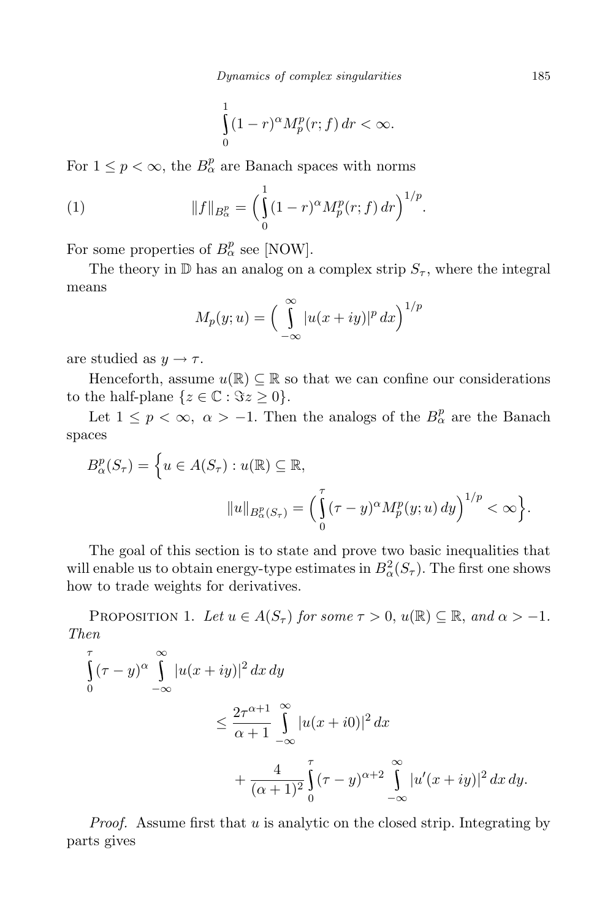$$\int_0^1 (1-r)^\alpha M_p^p(r;f)\,dr < \infty.$$

For $1 \le p < \infty$, the $B_\alpha^p$ are Banach spaces with norms

$$\|f\|_{B_\alpha^p} = \Big(\int_0^1 (1-r)^\alpha M_p^p(r;f)\,dr\Big)^{1/p}. \tag{1}$$

For some properties of $B_\alpha^p$ see [NOW].

The theory in $\mathbb{D}$ has an analog on a complex strip $S_\tau$, where the integral means

$$M_p(y;u) = \Big(\int_{-\infty}^{\infty} |u(x+iy)|^p\,dx\Big)^{1/p}$$

are studied as $y \to \tau$.

Henceforth, assume $u(\mathbb{R}) \subseteq \mathbb{R}$ so that we can confine our considerations to the half-plane $\{z \in \mathbb{C} : \Im z \ge 0\}$.

Let $1 \le p < \infty$, $\alpha > -1$. Then the analogs of the $B_\alpha^p$ are the Banach spaces

$$B_\alpha^p(S_\tau) = \Big\{u \in A(S_\tau) : u(\mathbb{R}) \subseteq \mathbb{R},\quad \|u\|_{B_\alpha^p(S_\tau)} = \Big(\int_0^\tau (\tau-y)^\alpha M_p^p(y;u)\,dy\Big)^{1/p} < \infty\Big\}.$$

The goal of this section is to state and prove two basic inequalities that will enable us to obtain energy-type estimates in $B_\alpha^2(S_\tau)$. The first one shows how to trade weights for derivatives.

Proposition 1. *Let $u \in A(S_\tau)$ for some $\tau > 0$, $u(\mathbb{R}) \subseteq \mathbb{R}$, and $\alpha > -1$. Then*

$$\int_0^\tau (\tau-y)^\alpha \int_{-\infty}^{\infty} |u(x+iy)|^2\,dx\,dy \le \frac{2\tau^{\alpha+1}}{\alpha+1}\int_{-\infty}^{\infty} |u(x+i0)|^2\,dx + \frac{4}{(\alpha+1)^2}\int_0^\tau (\tau-y)^{\alpha+2}\int_{-\infty}^{\infty} |u'(x+iy)|^2\,dx\,dy.$$

*Proof.* Assume first that $u$ is analytic on the closed strip. Integrating by parts gives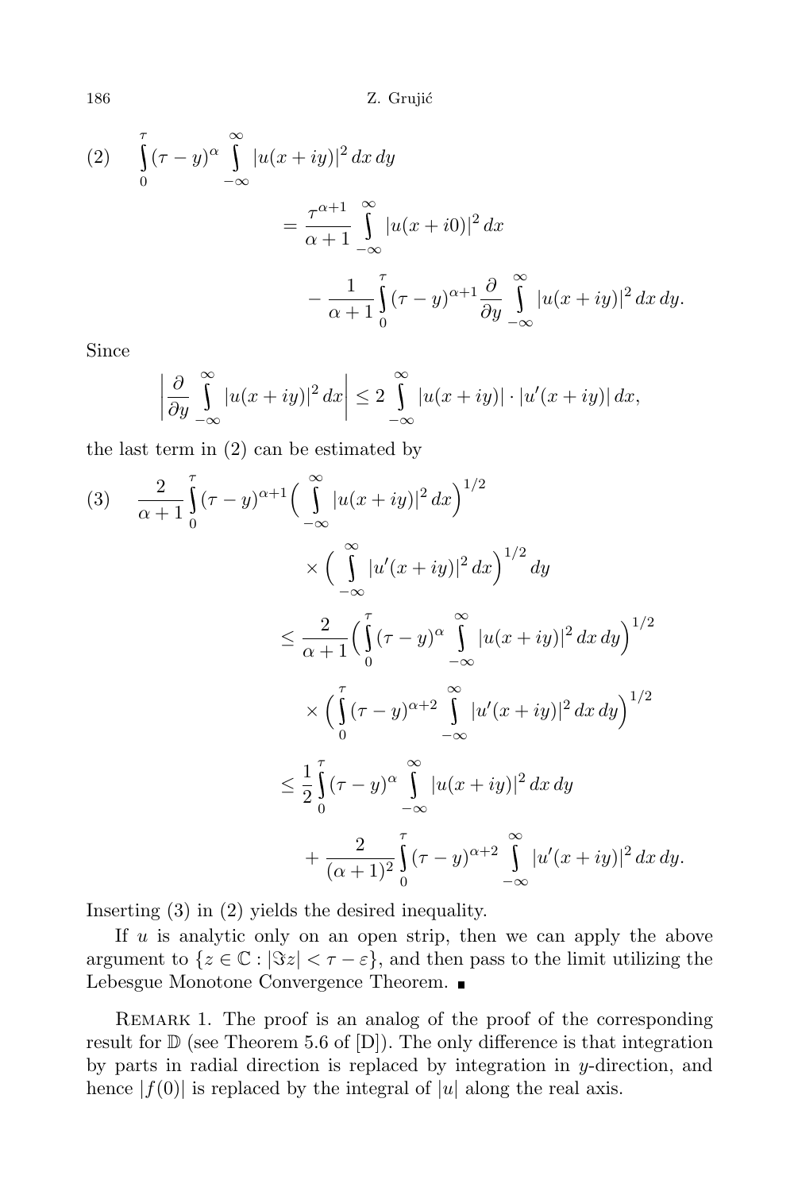$$
\begin{aligned}
(2) \qquad \int_0^\tau (\tau - y)^\alpha \int_{-\infty}^{\infty} |u(x+iy)|^2 \, dx \, dy
&= \frac{\tau^{\alpha+1}}{\alpha+1} \int_{-\infty}^{\infty} |u(x+i0)|^2 \, dx \\
&\quad - \frac{1}{\alpha+1} \int_0^\tau (\tau - y)^{\alpha+1} \frac{\partial}{\partial y} \int_{-\infty}^{\infty} |u(x+iy)|^2 \, dx \, dy.
\end{aligned}
$$

Since

$$
\left| \frac{\partial}{\partial y} \int_{-\infty}^{\infty} |u(x+iy)|^2 \, dx \right| \le 2 \int_{-\infty}^{\infty} |u(x+iy)| \cdot |u'(x+iy)| \, dx,
$$

the last term in (2) can be estimated by

$$
\begin{aligned}
(3) \qquad \frac{2}{\alpha+1} \int_0^\tau (\tau - y)^{\alpha+1} \Big( \int_{-\infty}^{\infty} |u(x+iy)|^2 \, dx \Big)^{1/2}
&\times \Big( \int_{-\infty}^{\infty} |u'(x+iy)|^2 \, dx \Big)^{1/2} dy \\
&\le \frac{2}{\alpha+1} \Big( \int_0^\tau (\tau - y)^\alpha \int_{-\infty}^{\infty} |u(x+iy)|^2 \, dx \, dy \Big)^{1/2} \\
&\quad \times \Big( \int_0^\tau (\tau - y)^{\alpha+2} \int_{-\infty}^{\infty} |u'(x+iy)|^2 \, dx \, dy \Big)^{1/2} \\
&\le \frac{1}{2} \int_0^\tau (\tau - y)^\alpha \int_{-\infty}^{\infty} |u(x+iy)|^2 \, dx \, dy \\
&\quad + \frac{2}{(\alpha+1)^2} \int_0^\tau (\tau - y)^{\alpha+2} \int_{-\infty}^{\infty} |u'(x+iy)|^2 \, dx \, dy.
\end{aligned}
$$

Inserting (3) in (2) yields the desired inequality.

If $u$ is analytic only on an open strip, then we can apply the above argument to $\{z \in \mathbb{C} : |\Im z| < \tau - \varepsilon\}$, and then pass to the limit utilizing the Lebesgue Monotone Convergence Theorem. ∎

Remark 1. The proof is an analog of the proof of the corresponding result for $\mathbb{D}$ (see Theorem 5.6 of [D]). The only difference is that integration by parts in radial direction is replaced by integration in $y$-direction, and hence $|f(0)|$ is replaced by the integral of $|u|$ along the real axis.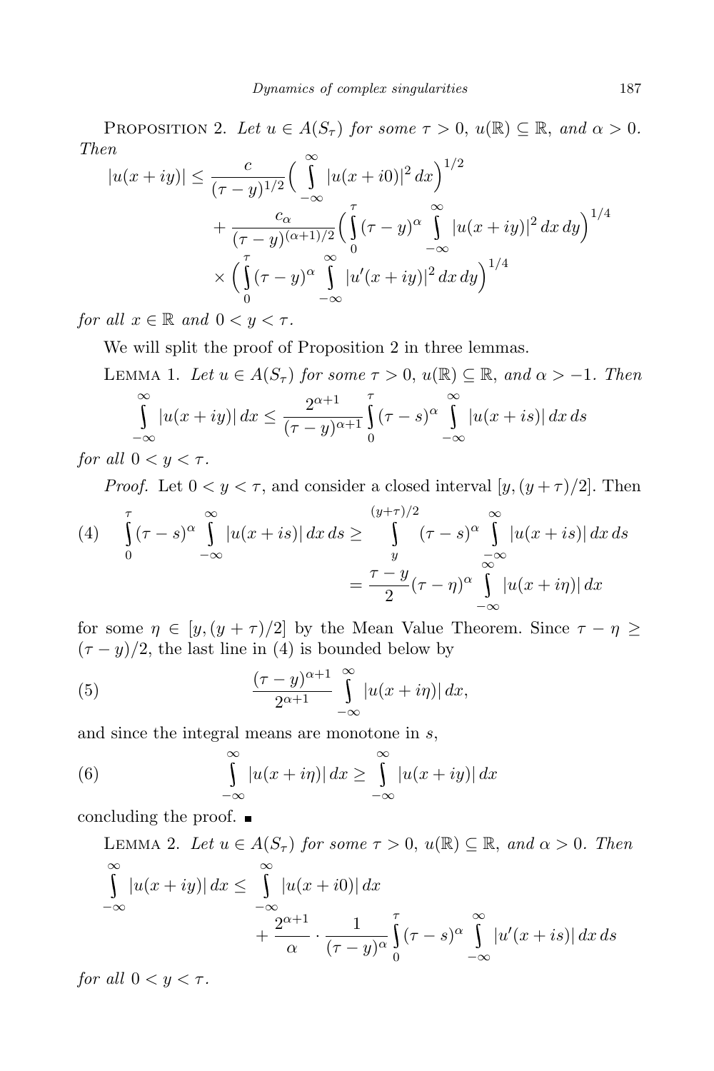PROPOSITION 2. *Let $u \in A(S_\tau)$ for some $\tau > 0$, $u(\mathbb{R}) \subseteq \mathbb{R}$, and $\alpha > 0$. Then*

$$|u(x+iy)| \le \frac{c}{(\tau-y)^{1/2}}\Big(\int_{-\infty}^{\infty}|u(x+i0)|^2\,dx\Big)^{1/2} + \frac{c_\alpha}{(\tau-y)^{(\alpha+1)/2}}\Big(\int_0^\tau(\tau-y)^\alpha\int_{-\infty}^{\infty}|u(x+iy)|^2\,dx\,dy\Big)^{1/4} \times \Big(\int_0^\tau(\tau-y)^\alpha\int_{-\infty}^{\infty}|u'(x+iy)|^2\,dx\,dy\Big)^{1/4}$$

*for all $x \in \mathbb{R}$ and $0 < y < \tau$.*

We will split the proof of Proposition 2 in three lemmas.

LEMMA 1. *Let $u \in A(S_\tau)$ for some $\tau > 0$, $u(\mathbb{R}) \subseteq \mathbb{R}$, and $\alpha > -1$. Then*

$$\int_{-\infty}^{\infty}|u(x+iy)|\,dx \le \frac{2^{\alpha+1}}{(\tau-y)^{\alpha+1}}\int_0^\tau(\tau-s)^\alpha\int_{-\infty}^{\infty}|u(x+is)|\,dx\,ds$$

*for all $0 < y < \tau$.*

*Proof.* Let $0 < y < \tau$, and consider a closed interval $[y,(y+\tau)/2]$. Then

$$\begin{aligned}(4)\qquad \int_0^\tau(\tau-s)^\alpha\int_{-\infty}^{\infty}|u(x+is)|\,dx\,ds &\ge \int_y^{(y+\tau)/2}(\tau-s)^\alpha\int_{-\infty}^{\infty}|u(x+is)|\,dx\,ds\\ &= \frac{\tau-y}{2}(\tau-\eta)^\alpha\int_{-\infty}^{\infty}|u(x+i\eta)|\,dx\end{aligned}$$

for some $\eta \in [y,(y+\tau)/2]$ by the Mean Value Theorem. Since $\tau-\eta \ge (\tau-y)/2$, the last line in (4) is bounded below by

$$(5)\qquad \frac{(\tau-y)^{\alpha+1}}{2^{\alpha+1}}\int_{-\infty}^{\infty}|u(x+i\eta)|\,dx,$$

and since the integral means are monotone in $s$,

$$(6)\qquad \int_{-\infty}^{\infty}|u(x+i\eta)|\,dx \ge \int_{-\infty}^{\infty}|u(x+iy)|\,dx$$

concluding the proof. ∎

LEMMA 2. *Let $u \in A(S_\tau)$ for some $\tau > 0$, $u(\mathbb{R}) \subseteq \mathbb{R}$, and $\alpha > 0$. Then*

$$\int_{-\infty}^{\infty}|u(x+iy)|\,dx \le \int_{-\infty}^{\infty}|u(x+i0)|\,dx + \frac{2^{\alpha+1}}{\alpha}\cdot\frac{1}{(\tau-y)^\alpha}\int_0^\tau(\tau-s)^\alpha\int_{-\infty}^{\infty}|u'(x+is)|\,dx\,ds$$

*for all $0 < y < \tau$.*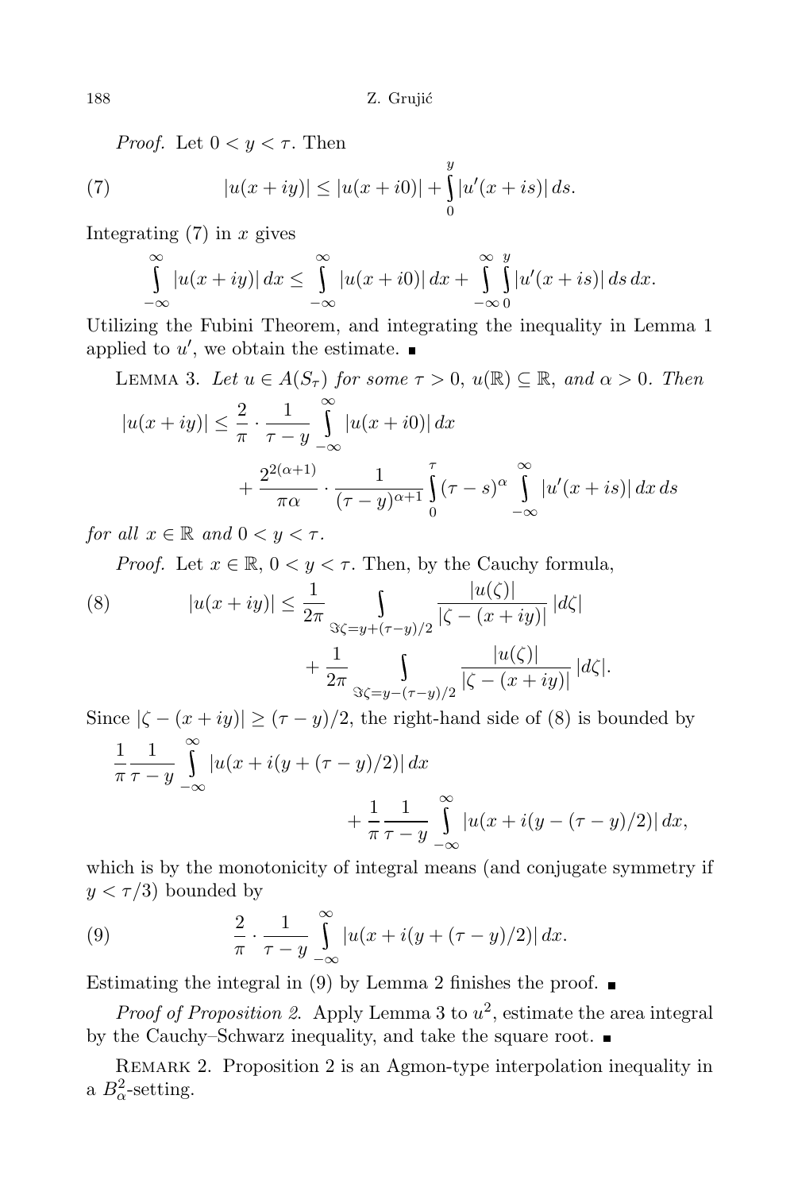*Proof.* Let $0 < y < \tau$. Then

$$|u(x+iy)| \le |u(x+i0)| + \int_0^y |u'(x+is)|\,ds. \tag{7}$$

Integrating (7) in $x$ gives

$$\int_{-\infty}^{\infty} |u(x+iy)|\,dx \le \int_{-\infty}^{\infty} |u(x+i0)|\,dx + \int_{-\infty}^{\infty}\int_0^y |u'(x+is)|\,ds\,dx.$$

Utilizing the Fubini Theorem, and integrating the inequality in Lemma 1 applied to $u'$, we obtain the estimate. ∎

Lemma 3. *Let $u \in A(S_\tau)$ for some $\tau > 0$, $u(\mathbb{R}) \subseteq \mathbb{R}$, and $\alpha > 0$. Then*

$$|u(x+iy)| \le \frac{2}{\pi}\cdot\frac{1}{\tau - y}\int_{-\infty}^{\infty} |u(x+i0)|\,dx + \frac{2^{2(\alpha+1)}}{\pi\alpha}\cdot\frac{1}{(\tau-y)^{\alpha+1}}\int_0^\tau (\tau-s)^\alpha \int_{-\infty}^{\infty} |u'(x+is)|\,dx\,ds$$

*for all $x \in \mathbb{R}$ and $0 < y < \tau$.*

*Proof.* Let $x \in \mathbb{R}$, $0 < y < \tau$. Then, by the Cauchy formula,

$$|u(x+iy)| \le \frac{1}{2\pi}\int_{\Im\zeta = y + (\tau-y)/2} \frac{|u(\zeta)|}{|\zeta - (x+iy)|}\,|d\zeta| + \frac{1}{2\pi}\int_{\Im\zeta = y - (\tau-y)/2} \frac{|u(\zeta)|}{|\zeta - (x+iy)|}\,|d\zeta|. \tag{8}$$

Since $|\zeta - (x+iy)| \ge (\tau - y)/2$, the right-hand side of (8) is bounded by

$$\frac{1}{\pi}\frac{1}{\tau-y}\int_{-\infty}^{\infty} |u(x + i(y + (\tau-y)/2)|\,dx + \frac{1}{\pi}\frac{1}{\tau-y}\int_{-\infty}^{\infty} |u(x+i(y-(\tau-y)/2)|\,dx,$$

which is by the monotonicity of integral means (and conjugate symmetry if $y < \tau/3$) bounded by

$$\frac{2}{\pi}\cdot\frac{1}{\tau-y}\int_{-\infty}^{\infty} |u(x+i(y+(\tau-y)/2)|\,dx. \tag{9}$$

Estimating the integral in (9) by Lemma 2 finishes the proof. ∎

*Proof of Proposition 2.* Apply Lemma 3 to $u^2$, estimate the area integral by the Cauchy–Schwarz inequality, and take the square root. ∎

Remark 2. Proposition 2 is an Agmon-type interpolation inequality in a $B^2_\alpha$-setting.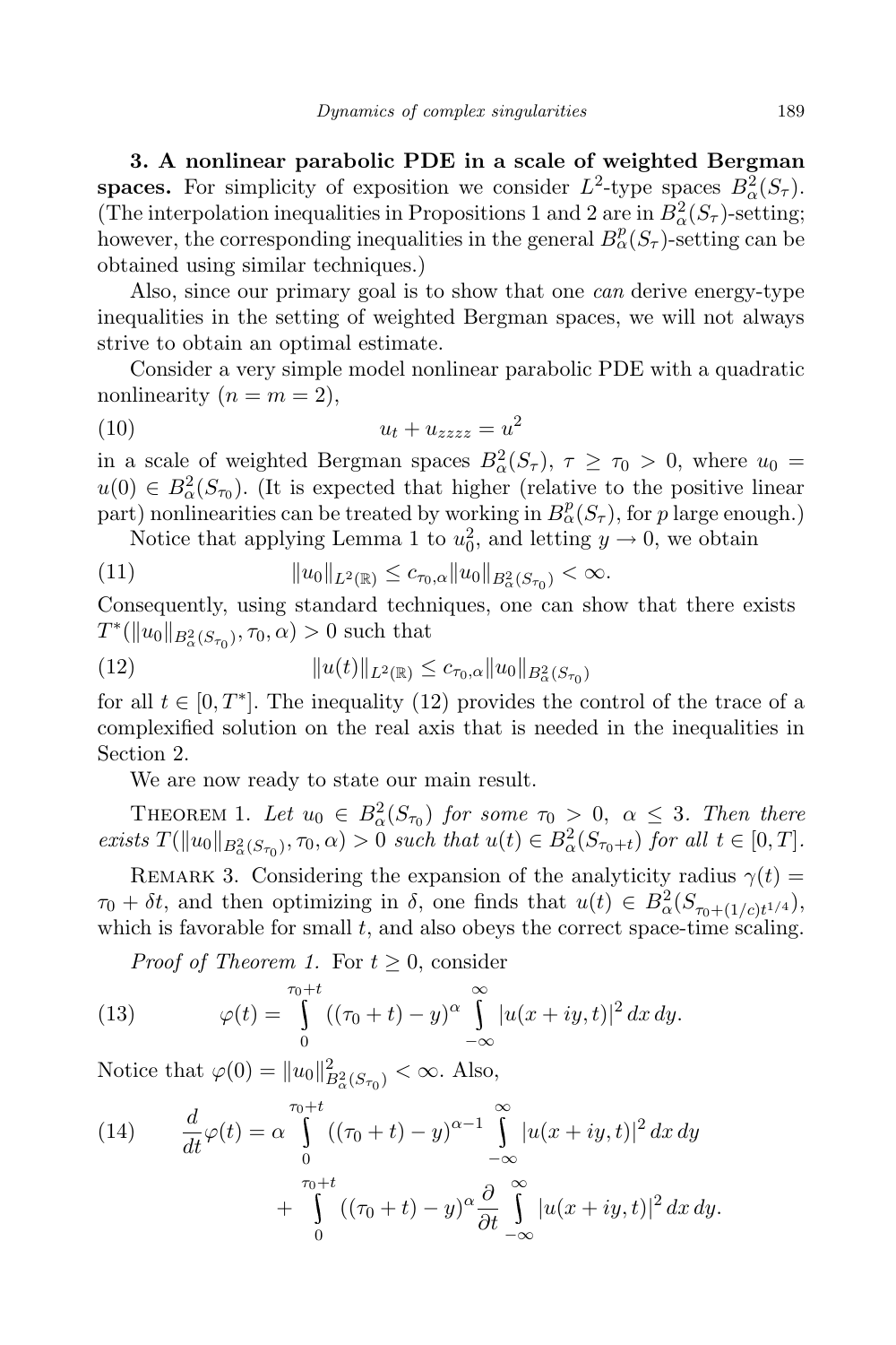**3. A nonlinear parabolic PDE in a scale of weighted Bergman spaces.** For simplicity of exposition we consider $L^2$-type spaces $B^2_\alpha(S_\tau)$. (The interpolation inequalities in Propositions 1 and 2 are in $B^2_\alpha(S_\tau)$-setting; however, the corresponding inequalities in the general $B^p_\alpha(S_\tau)$-setting can be obtained using similar techniques.)

Also, since our primary goal is to show that one *can* derive energy-type inequalities in the setting of weighted Bergman spaces, we will not always strive to obtain an optimal estimate.

Consider a very simple model nonlinear parabolic PDE with a quadratic nonlinearity ($n = m = 2$),

$$u_t + u_{zzzz} = u^2 \tag{10}$$

in a scale of weighted Bergman spaces $B^2_\alpha(S_\tau)$, $\tau \geq \tau_0 > 0$, where $u_0 = u(0) \in B^2_\alpha(S_{\tau_0})$. (It is expected that higher (relative to the positive linear part) nonlinearities can be treated by working in $B^p_\alpha(S_\tau)$, for $p$ large enough.)

Notice that applying Lemma 1 to $u_0^2$, and letting $y \to 0$, we obtain

$$\|u_0\|_{L^2(\mathbb{R})} \leq c_{\tau_0,\alpha}\|u_0\|_{B^2_\alpha(S_{\tau_0})} < \infty. \tag{11}$$

Consequently, using standard techniques, one can show that there exists $T^*(\|u_0\|_{B^2_\alpha(S_{\tau_0})}, \tau_0, \alpha) > 0$ such that

$$\|u(t)\|_{L^2(\mathbb{R})} \leq c_{\tau_0,\alpha}\|u_0\|_{B^2_\alpha(S_{\tau_0})} \tag{12}$$

for all $t \in [0, T^*]$. The inequality (12) provides the control of the trace of a complexified solution on the real axis that is needed in the inequalities in Section 2.

We are now ready to state our main result.

THEOREM 1. *Let $u_0 \in B^2_\alpha(S_{\tau_0})$ for some $\tau_0 > 0$, $\alpha \leq 3$. Then there exists $T(\|u_0\|_{B^2_\alpha(S_{\tau_0})}, \tau_0, \alpha) > 0$ such that $u(t) \in B^2_\alpha(S_{\tau_0+t})$ for all $t \in [0, T]$.*

REMARK 3. Considering the expansion of the analyticity radius $\gamma(t) = \tau_0 + \delta t$, and then optimizing in $\delta$, one finds that $u(t) \in B^2_\alpha(S_{\tau_0+(1/c)t^{1/4}})$, which is favorable for small $t$, and also obeys the correct space-time scaling.

*Proof of Theorem 1.* For $t \geq 0$, consider

$$\varphi(t) = \int_0^{\tau_0+t} ((\tau_0 + t) - y)^\alpha \int_{-\infty}^{\infty} |u(x + iy, t)|^2\, dx\, dy. \tag{13}$$

Notice that $\varphi(0) = \|u_0\|^2_{B^2_\alpha(S_{\tau_0})} < \infty$. Also,

$$\frac{d}{dt}\varphi(t) = \alpha \int_0^{\tau_0+t} ((\tau_0 + t) - y)^{\alpha-1} \int_{-\infty}^{\infty} |u(x + iy, t)|^2\, dx\, dy \tag{14}$$
$$+ \int_0^{\tau_0+t} ((\tau_0 + t) - y)^\alpha \frac{\partial}{\partial t} \int_{-\infty}^{\infty} |u(x + iy, t)|^2\, dx\, dy.$$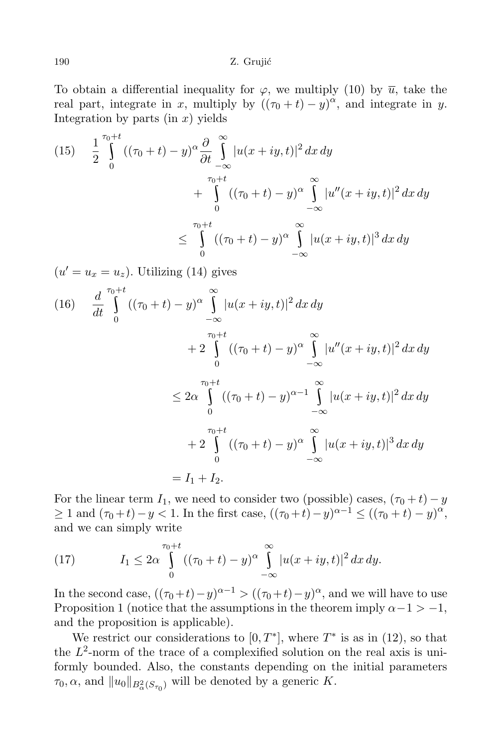To obtain a differential inequality for $\varphi$, we multiply (10) by $\overline{u}$, take the real part, integrate in $x$, multiply by $((\tau_0 + t) - y)^\alpha$, and integrate in $y$. Integration by parts (in $x$) yields

$$
(15) \qquad \frac{1}{2} \int_0^{\tau_0+t} ((\tau_0 + t) - y)^\alpha \frac{\partial}{\partial t} \int_{-\infty}^{\infty} |u(x + iy, t)|^2 \, dx \, dy + \int_0^{\tau_0+t} ((\tau_0 + t) - y)^\alpha \int_{-\infty}^{\infty} |u''(x + iy, t)|^2 \, dx \, dy \le \int_0^{\tau_0+t} ((\tau_0 + t) - y)^\alpha \int_{-\infty}^{\infty} |u(x + iy, t)|^3 \, dx \, dy
$$

($u' = u_x = u_z$). Utilizing (14) gives

$$
\begin{aligned}
(16) \qquad \frac{d}{dt} \int_0^{\tau_0+t} ((\tau_0 + t) - y)^\alpha \int_{-\infty}^{\infty} |u(x + iy, t)|^2 \, dx \, dy &+ 2 \int_0^{\tau_0+t} ((\tau_0 + t) - y)^\alpha \int_{-\infty}^{\infty} |u''(x + iy, t)|^2 \, dx \, dy \\
&\le 2\alpha \int_0^{\tau_0+t} ((\tau_0 + t) - y)^{\alpha-1} \int_{-\infty}^{\infty} |u(x + iy, t)|^2 \, dx \, dy \\
&\quad + 2 \int_0^{\tau_0+t} ((\tau_0 + t) - y)^\alpha \int_{-\infty}^{\infty} |u(x + iy, t)|^3 \, dx \, dy \\
&= I_1 + I_2.
\end{aligned}
$$

For the linear term $I_1$, we need to consider two (possible) cases, $(\tau_0 + t) - y \ge 1$ and $(\tau_0 + t) - y < 1$. In the first case, $((\tau_0 + t) - y)^{\alpha-1} \le ((\tau_0 + t) - y)^\alpha$, and we can simply write

$$
(17) \qquad I_1 \le 2\alpha \int_0^{\tau_0+t} ((\tau_0 + t) - y)^\alpha \int_{-\infty}^{\infty} |u(x + iy, t)|^2 \, dx \, dy.
$$

In the second case, $((\tau_0 + t) - y)^{\alpha-1} > ((\tau_0 + t) - y)^\alpha$, and we will have to use Proposition 1 (notice that the assumptions in the theorem imply $\alpha - 1 > -1$, and the proposition is applicable).

We restrict our considerations to $[0, T^*]$, where $T^*$ is as in (12), so that the $L^2$-norm of the trace of a complexified solution on the real axis is uniformly bounded. Also, the constants depending on the initial parameters $\tau_0, \alpha$, and $\|u_0\|_{B^2_\alpha(S_{\tau_0})}$ will be denoted by a generic $K$.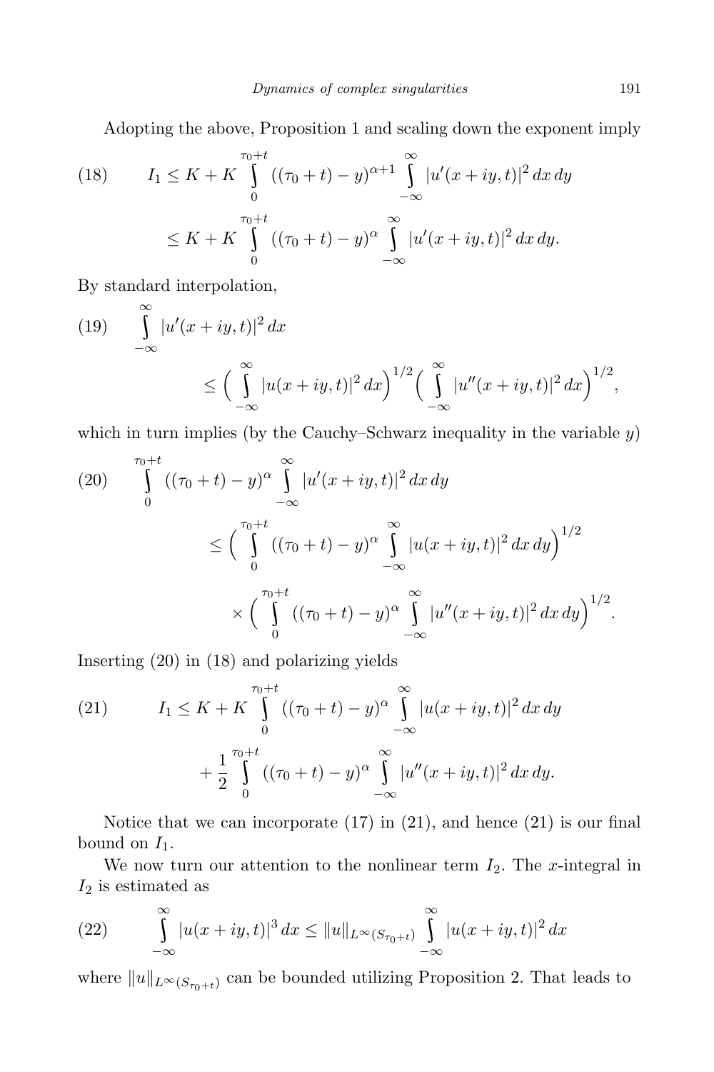Adopting the above, Proposition 1 and scaling down the exponent imply

$$
\begin{aligned}
(18) \qquad I_1 &\leq K + K \int_0^{\tau_0+t} ((\tau_0+t)-y)^{\alpha+1} \int_{-\infty}^{\infty} |u'(x+iy,t)|^2 \, dx \, dy \\
&\leq K + K \int_0^{\tau_0+t} ((\tau_0+t)-y)^{\alpha} \int_{-\infty}^{\infty} |u'(x+iy,t)|^2 \, dx \, dy.
\end{aligned}
$$

By standard interpolation,

$$
\begin{aligned}
(19) \qquad &\int_{-\infty}^{\infty} |u'(x+iy,t)|^2 \, dx \\
&\qquad \leq \Big( \int_{-\infty}^{\infty} |u(x+iy,t)|^2 \, dx \Big)^{1/2} \Big( \int_{-\infty}^{\infty} |u''(x+iy,t)|^2 \, dx \Big)^{1/2},
\end{aligned}
$$

which in turn implies (by the Cauchy–Schwarz inequality in the variable $y$)

$$
\begin{aligned}
(20) \qquad &\int_0^{\tau_0+t} ((\tau_0+t)-y)^{\alpha} \int_{-\infty}^{\infty} |u'(x+iy,t)|^2 \, dx \, dy \\
&\qquad \leq \Big( \int_0^{\tau_0+t} ((\tau_0+t)-y)^{\alpha} \int_{-\infty}^{\infty} |u(x+iy,t)|^2 \, dx \, dy \Big)^{1/2} \\
&\qquad\qquad \times \Big( \int_0^{\tau_0+t} ((\tau_0+t)-y)^{\alpha} \int_{-\infty}^{\infty} |u''(x+iy,t)|^2 \, dx \, dy \Big)^{1/2}.
\end{aligned}
$$

Inserting (20) in (18) and polarizing yields

$$
\begin{aligned}
(21) \qquad I_1 &\leq K + K \int_0^{\tau_0+t} ((\tau_0+t)-y)^{\alpha} \int_{-\infty}^{\infty} |u(x+iy,t)|^2 \, dx \, dy \\
&\qquad + \frac{1}{2} \int_0^{\tau_0+t} ((\tau_0+t)-y)^{\alpha} \int_{-\infty}^{\infty} |u''(x+iy,t)|^2 \, dx \, dy.
\end{aligned}
$$

Notice that we can incorporate (17) in (21), and hence (21) is our final bound on $I_1$.

We now turn our attention to the nonlinear term $I_2$. The $x$-integral in $I_2$ is estimated as

$$
(22) \qquad \int_{-\infty}^{\infty} |u(x+iy,t)|^3 \, dx \leq \|u\|_{L^\infty(S_{\tau_0+t})} \int_{-\infty}^{\infty} |u(x+iy,t)|^2 \, dx
$$

where $\|u\|_{L^\infty(S_{\tau_0+t})}$ can be bounded utilizing Proposition 2. That leads to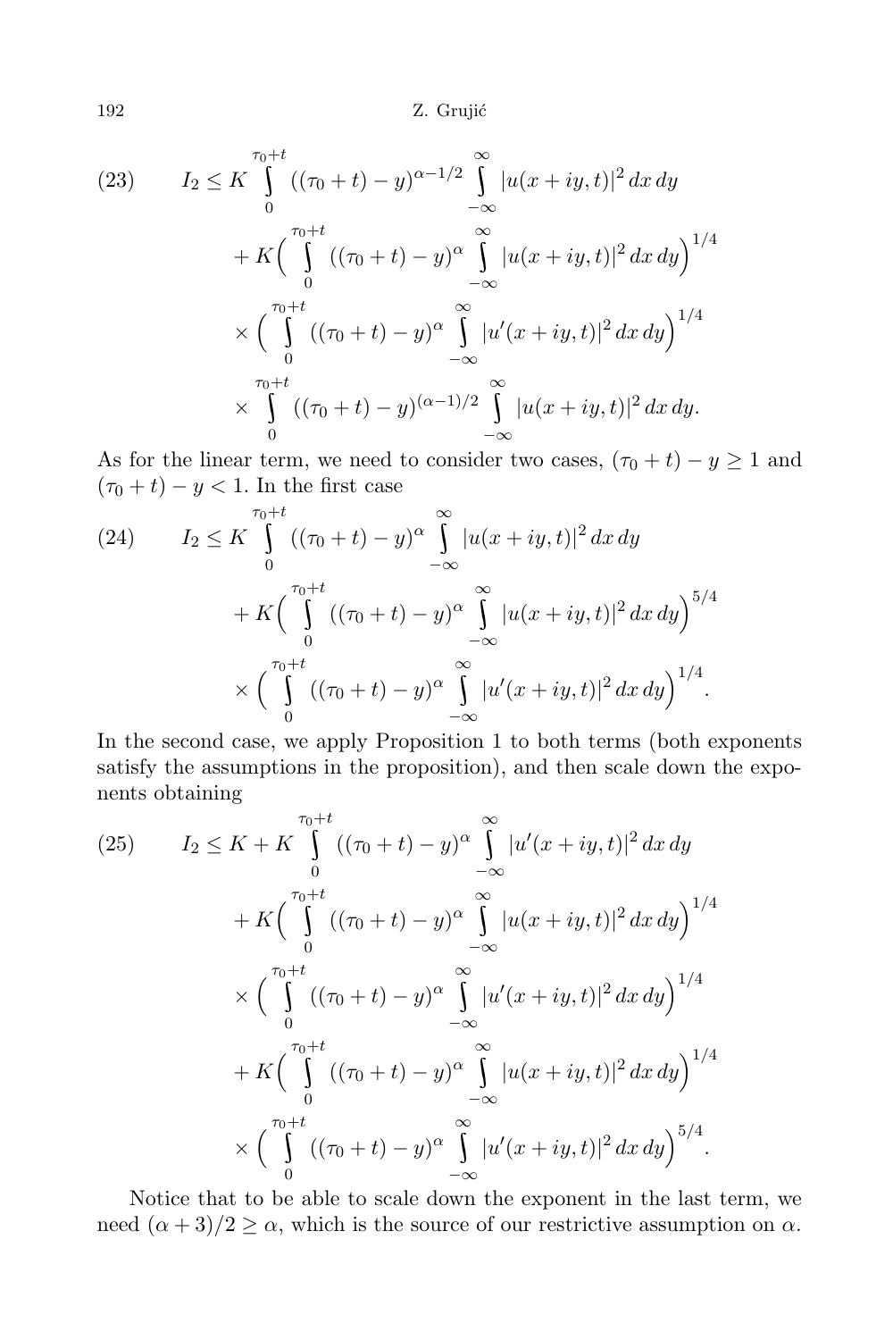$$
\begin{aligned}
(23)\qquad I_2 \le{}& K \int_0^{\tau_0+t} ((\tau_0+t)-y)^{\alpha-1/2} \int_{-\infty}^{\infty} |u(x+iy,t)|^2\,dx\,dy \\
&+ K\Big(\int_0^{\tau_0+t} ((\tau_0+t)-y)^{\alpha} \int_{-\infty}^{\infty} |u(x+iy,t)|^2\,dx\,dy\Big)^{1/4} \\
&\times \Big(\int_0^{\tau_0+t} ((\tau_0+t)-y)^{\alpha} \int_{-\infty}^{\infty} |u'(x+iy,t)|^2\,dx\,dy\Big)^{1/4} \\
&\times \int_0^{\tau_0+t} ((\tau_0+t)-y)^{(\alpha-1)/2} \int_{-\infty}^{\infty} |u(x+iy,t)|^2\,dx\,dy.
\end{aligned}
$$

As for the linear term, we need to consider two cases, $(\tau_0+t)-y \ge 1$ and $(\tau_0+t)-y < 1$. In the first case

$$
\begin{aligned}
(24)\qquad I_2 \le{}& K \int_0^{\tau_0+t} ((\tau_0+t)-y)^{\alpha} \int_{-\infty}^{\infty} |u(x+iy,t)|^2\,dx\,dy \\
&+ K\Big(\int_0^{\tau_0+t} ((\tau_0+t)-y)^{\alpha} \int_{-\infty}^{\infty} |u(x+iy,t)|^2\,dx\,dy\Big)^{5/4} \\
&\times \Big(\int_0^{\tau_0+t} ((\tau_0+t)-y)^{\alpha} \int_{-\infty}^{\infty} |u'(x+iy,t)|^2\,dx\,dy\Big)^{1/4}.
\end{aligned}
$$

In the second case, we apply Proposition 1 to both terms (both exponents satisfy the assumptions in the proposition), and then scale down the exponents obtaining

$$
\begin{aligned}
(25)\qquad I_2 \le{}& K + K \int_0^{\tau_0+t} ((\tau_0+t)-y)^{\alpha} \int_{-\infty}^{\infty} |u'(x+iy,t)|^2\,dx\,dy \\
&+ K\Big(\int_0^{\tau_0+t} ((\tau_0+t)-y)^{\alpha} \int_{-\infty}^{\infty} |u(x+iy,t)|^2\,dx\,dy\Big)^{1/4} \\
&\times \Big(\int_0^{\tau_0+t} ((\tau_0+t)-y)^{\alpha} \int_{-\infty}^{\infty} |u'(x+iy,t)|^2\,dx\,dy\Big)^{1/4} \\
&+ K\Big(\int_0^{\tau_0+t} ((\tau_0+t)-y)^{\alpha} \int_{-\infty}^{\infty} |u(x+iy,t)|^2\,dx\,dy\Big)^{1/4} \\
&\times \Big(\int_0^{\tau_0+t} ((\tau_0+t)-y)^{\alpha} \int_{-\infty}^{\infty} |u'(x+iy,t)|^2\,dx\,dy\Big)^{5/4}.
\end{aligned}
$$

Notice that to be able to scale down the exponent in the last term, we need $(\alpha+3)/2 \ge \alpha$, which is the source of our restrictive assumption on $\alpha$.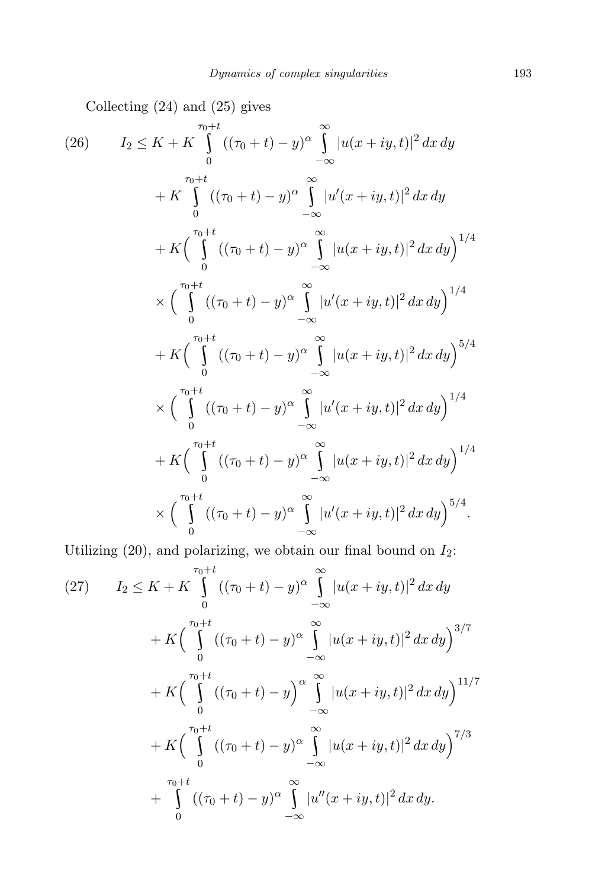Collecting (24) and (25) gives

$$
\begin{aligned}
(26)\qquad I_2 \le K &+ K \int_0^{\tau_0+t} ((\tau_0+t)-y)^{\alpha} \int_{-\infty}^{\infty} |u(x+iy,t)|^2\,dx\,dy \\
&+ K \int_0^{\tau_0+t} ((\tau_0+t)-y)^{\alpha} \int_{-\infty}^{\infty} |u'(x+iy,t)|^2\,dx\,dy \\
&+ K\Big( \int_0^{\tau_0+t} ((\tau_0+t)-y)^{\alpha} \int_{-\infty}^{\infty} |u(x+iy,t)|^2\,dx\,dy\Big)^{1/4} \\
&\times \Big( \int_0^{\tau_0+t} ((\tau_0+t)-y)^{\alpha} \int_{-\infty}^{\infty} |u'(x+iy,t)|^2\,dx\,dy\Big)^{1/4} \\
&+ K\Big( \int_0^{\tau_0+t} ((\tau_0+t)-y)^{\alpha} \int_{-\infty}^{\infty} |u(x+iy,t)|^2\,dx\,dy\Big)^{5/4} \\
&\times \Big( \int_0^{\tau_0+t} ((\tau_0+t)-y)^{\alpha} \int_{-\infty}^{\infty} |u'(x+iy,t)|^2\,dx\,dy\Big)^{1/4} \\
&+ K\Big( \int_0^{\tau_0+t} ((\tau_0+t)-y)^{\alpha} \int_{-\infty}^{\infty} |u(x+iy,t)|^2\,dx\,dy\Big)^{1/4} \\
&\times \Big( \int_0^{\tau_0+t} ((\tau_0+t)-y)^{\alpha} \int_{-\infty}^{\infty} |u'(x+iy,t)|^2\,dx\,dy\Big)^{5/4}.
\end{aligned}
$$

Utilizing (20), and polarizing, we obtain our final bound on $I_2$:

$$
\begin{aligned}
(27)\qquad I_2 \le K &+ K \int_0^{\tau_0+t} ((\tau_0+t)-y)^{\alpha} \int_{-\infty}^{\infty} |u(x+iy,t)|^2\,dx\,dy \\
&+ K\Big( \int_0^{\tau_0+t} ((\tau_0+t)-y)^{\alpha} \int_{-\infty}^{\infty} |u(x+iy,t)|^2\,dx\,dy\Big)^{3/7} \\
&+ K\Big( \int_0^{\tau_0+t} \Big((\tau_0+t)-y\Big)^{\alpha} \int_{-\infty}^{\infty} |u(x+iy,t)|^2\,dx\,dy\Big)^{11/7} \\
&+ K\Big( \int_0^{\tau_0+t} ((\tau_0+t)-y)^{\alpha} \int_{-\infty}^{\infty} |u(x+iy,t)|^2\,dx\,dy\Big)^{7/3} \\
&+ \int_0^{\tau_0+t} ((\tau_0+t)-y)^{\alpha} \int_{-\infty}^{\infty} |u''(x+iy,t)|^2\,dx\,dy.
\end{aligned}
$$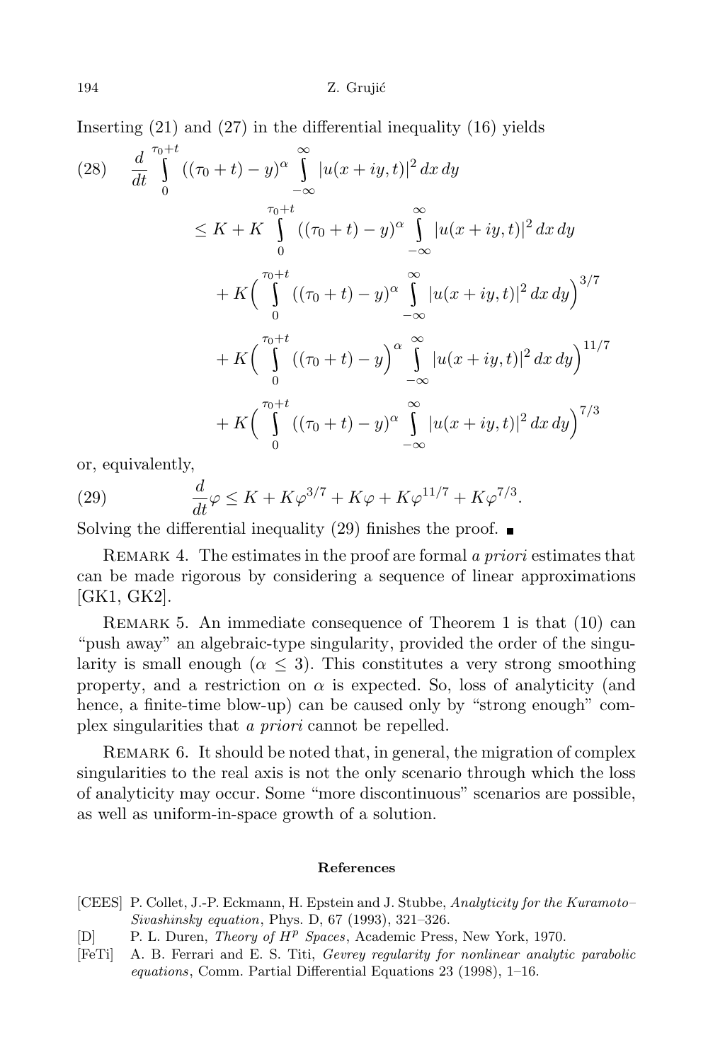Inserting (21) and (27) in the differential inequality (16) yields

$$
\begin{aligned}
(28)\qquad \frac{d}{dt}\int_0^{\tau_0+t} ((\tau_0+t)-y)^\alpha \int_{-\infty}^{\infty} |u(x+iy,t)|^2\,dx\,dy \\
\le K + K\int_0^{\tau_0+t} ((\tau_0+t)-y)^\alpha \int_{-\infty}^{\infty} |u(x+iy,t)|^2\,dx\,dy \\
+ K\Big(\int_0^{\tau_0+t} ((\tau_0+t)-y)^\alpha \int_{-\infty}^{\infty} |u(x+iy,t)|^2\,dx\,dy\Big)^{3/7} \\
+ K\Big(\int_0^{\tau_0+t} ((\tau_0+t)-y\Big)^\alpha \int_{-\infty}^{\infty} |u(x+iy,t)|^2\,dx\,dy\Big)^{11/7} \\
+ K\Big(\int_0^{\tau_0+t} ((\tau_0+t)-y)^\alpha \int_{-\infty}^{\infty} |u(x+iy,t)|^2\,dx\,dy\Big)^{7/3}
\end{aligned}
$$

or, equivalently,

$$
(29)\qquad \frac{d}{dt}\varphi \le K + K\varphi^{3/7} + K\varphi + K\varphi^{11/7} + K\varphi^{7/3}.
$$

Solving the differential inequality (29) finishes the proof. ∎

REMARK 4. The estimates in the proof are formal *a priori* estimates that can be made rigorous by considering a sequence of linear approximations [GK1, GK2].

REMARK 5. An immediate consequence of Theorem 1 is that (10) can "push away" an algebraic-type singularity, provided the order of the singularity is small enough ($\alpha \le 3$). This constitutes a very strong smoothing property, and a restriction on $\alpha$ is expected. So, loss of analyticity (and hence, a finite-time blow-up) can be caused only by "strong enough" complex singularities that *a priori* cannot be repelled.

REMARK 6. It should be noted that, in general, the migration of complex singularities to the real axis is not the only scenario through which the loss of analyticity may occur. Some "more discontinuous" scenarios are possible, as well as uniform-in-space growth of a solution.

## References

[CEES] P. Collet, J.-P. Eckmann, H. Epstein and J. Stubbe, *Analyticity for the Kuramoto–Sivashinsky equation*, Phys. D, 67 (1993), 321–326.

[D] P. L. Duren, *Theory of $H^p$ Spaces*, Academic Press, New York, 1970.

[FeTi] A. B. Ferrari and E. S. Titi, *Gevrey regularity for nonlinear analytic parabolic equations*, Comm. Partial Differential Equations 23 (1998), 1–16.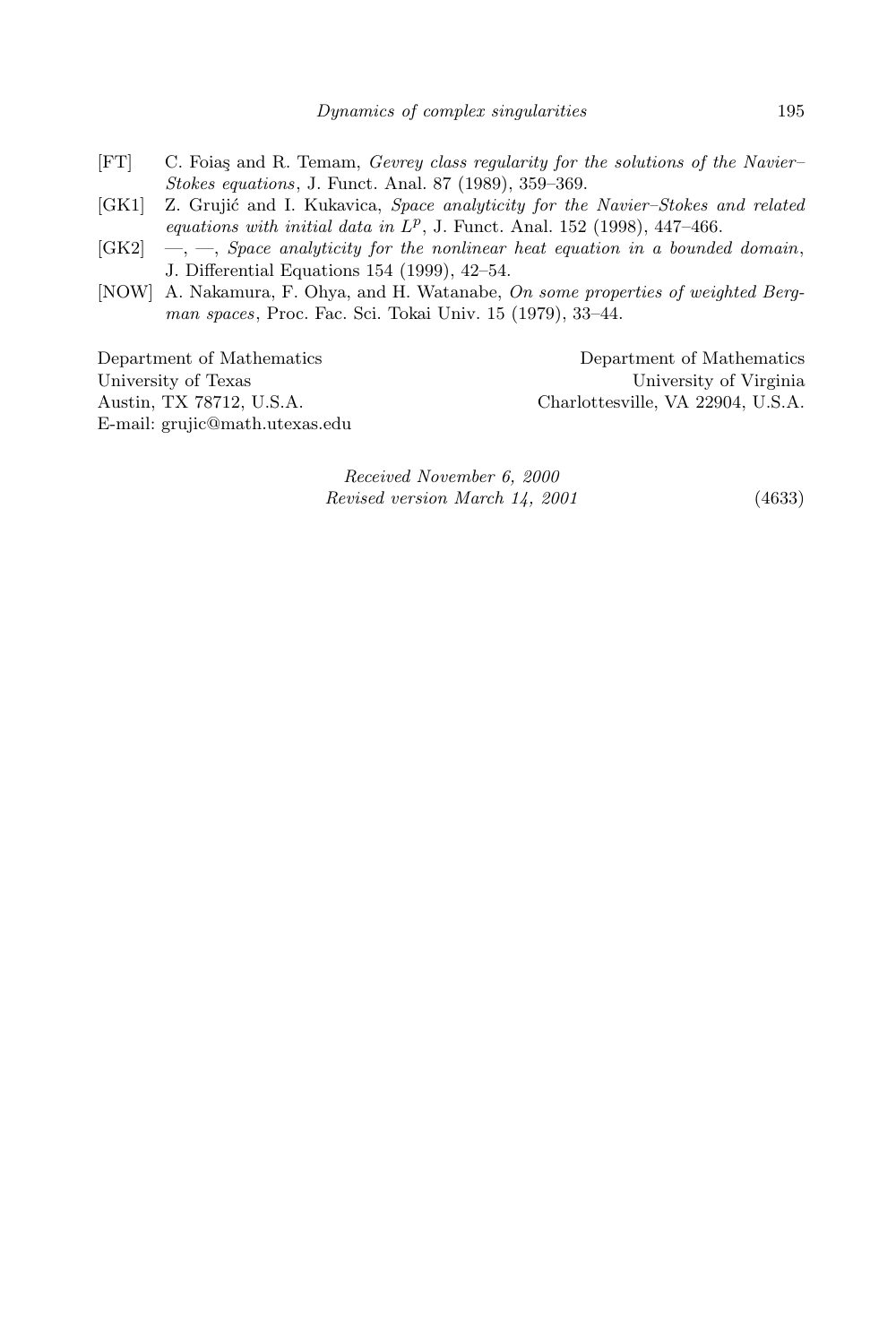[FT] C. Foiaş and R. Temam, *Gevrey class regularity for the solutions of the Navier–Stokes equations*, J. Funct. Anal. 87 (1989), 359–369.

[GK1] Z. Grujić and I. Kukavica, *Space analyticity for the Navier–Stokes and related equations with initial data in $L^p$*, J. Funct. Anal. 152 (1998), 447–466.

[GK2] —, —, *Space analyticity for the nonlinear heat equation in a bounded domain*, J. Differential Equations 154 (1999), 42–54.

[NOW] A. Nakamura, F. Ohya, and H. Watanabe, *On some properties of weighted Bergman spaces*, Proc. Fac. Sci. Tokai Univ. 15 (1979), 33–44.

Department of Mathematics
University of Texas
Austin, TX 78712, U.S.A.
E-mail: grujic@math.utexas.edu

Department of Mathematics
University of Virginia
Charlottesville, VA 22904, U.S.A.

*Received November 6, 2000*
*Revised version March 14, 2001* (4633)